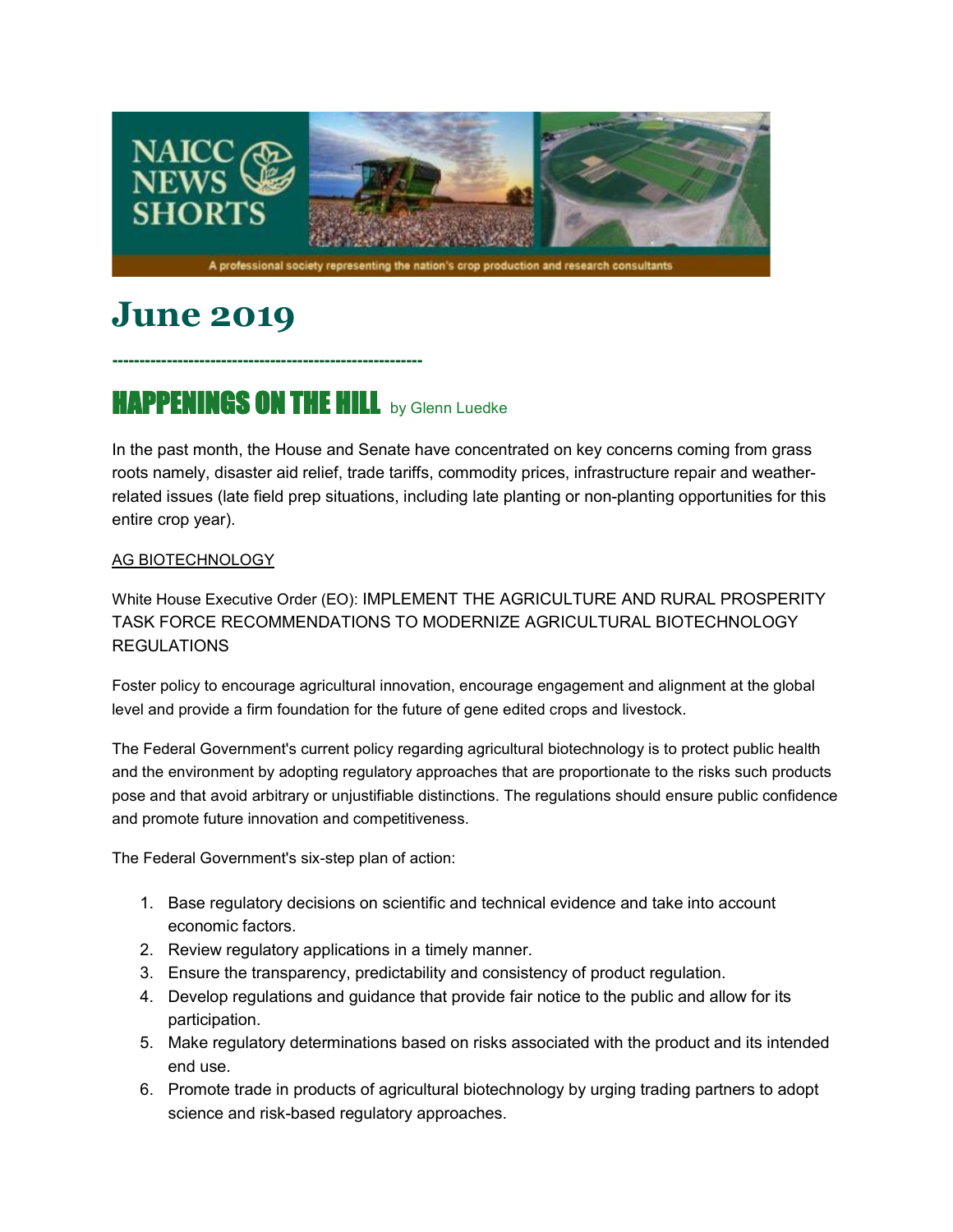# June 2019

---------------------------------------------------------

## HAPPENINGS ON THE HILL by Glenn Luedke

In the past month, the House and Senate have concentrated on key concerns coming from grass roots namely, disaster aid relief, trade tariffs, commodity prices, infrastructure repair and weather-related issues (late field prep situations, including late planting or non-planting opportunities for this entire crop year).

AG BIOTECHNOLOGY

White House Executive Order (EO): IMPLEMENT THE AGRICULTURE AND RURAL PROSPERITY TASK FORCE RECOMMENDATIONS TO MODERNIZE AGRICULTURAL BIOTECHNOLOGY REGULATIONS

Foster policy to encourage agricultural innovation, encourage engagement and alignment at the global level and provide a firm foundation for the future of gene edited crops and livestock.

The Federal Government's current policy regarding agricultural biotechnology is to protect public health and the environment by adopting regulatory approaches that are proportionate to the risks such products pose and that avoid arbitrary or unjustifiable distinctions. The regulations should ensure public confidence and promote future innovation and competitiveness.

The Federal Government's six-step plan of action:

1. Base regulatory decisions on scientific and technical evidence and take into account economic factors.
2. Review regulatory applications in a timely manner.
3. Ensure the transparency, predictability and consistency of product regulation.
4. Develop regulations and guidance that provide fair notice to the public and allow for its participation.
5. Make regulatory determinations based on risks associated with the product and its intended end use.
6. Promote trade in products of agricultural biotechnology by urging trading partners to adopt science and risk-based regulatory approaches.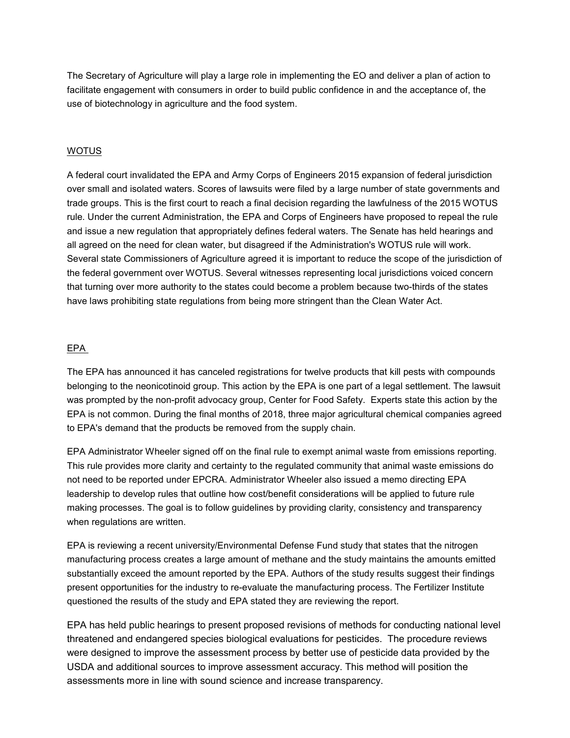The Secretary of Agriculture will play a large role in implementing the EO and deliver a plan of action to facilitate engagement with consumers in order to build public confidence in and the acceptance of, the use of biotechnology in agriculture and the food system.

## WOTUS

A federal court invalidated the EPA and Army Corps of Engineers 2015 expansion of federal jurisdiction over small and isolated waters. Scores of lawsuits were filed by a large number of state governments and trade groups. This is the first court to reach a final decision regarding the lawfulness of the 2015 WOTUS rule. Under the current Administration, the EPA and Corps of Engineers have proposed to repeal the rule and issue a new regulation that appropriately defines federal waters. The Senate has held hearings and all agreed on the need for clean water, but disagreed if the Administration's WOTUS rule will work. Several state Commissioners of Agriculture agreed it is important to reduce the scope of the jurisdiction of the federal government over WOTUS. Several witnesses representing local jurisdictions voiced concern that turning over more authority to the states could become a problem because two-thirds of the states have laws prohibiting state regulations from being more stringent than the Clean Water Act.

## EPA

The EPA has announced it has canceled registrations for twelve products that kill pests with compounds belonging to the neonicotinoid group. This action by the EPA is one part of a legal settlement. The lawsuit was prompted by the non-profit advocacy group, Center for Food Safety. Experts state this action by the EPA is not common. During the final months of 2018, three major agricultural chemical companies agreed to EPA's demand that the products be removed from the supply chain.

EPA Administrator Wheeler signed off on the final rule to exempt animal waste from emissions reporting. This rule provides more clarity and certainty to the regulated community that animal waste emissions do not need to be reported under EPCRA. Administrator Wheeler also issued a memo directing EPA leadership to develop rules that outline how cost/benefit considerations will be applied to future rule making processes. The goal is to follow guidelines by providing clarity, consistency and transparency when regulations are written.

EPA is reviewing a recent university/Environmental Defense Fund study that states that the nitrogen manufacturing process creates a large amount of methane and the study maintains the amounts emitted substantially exceed the amount reported by the EPA. Authors of the study results suggest their findings present opportunities for the industry to re-evaluate the manufacturing process. The Fertilizer Institute questioned the results of the study and EPA stated they are reviewing the report.

EPA has held public hearings to present proposed revisions of methods for conducting national level threatened and endangered species biological evaluations for pesticides. The procedure reviews were designed to improve the assessment process by better use of pesticide data provided by the USDA and additional sources to improve assessment accuracy. This method will position the assessments more in line with sound science and increase transparency.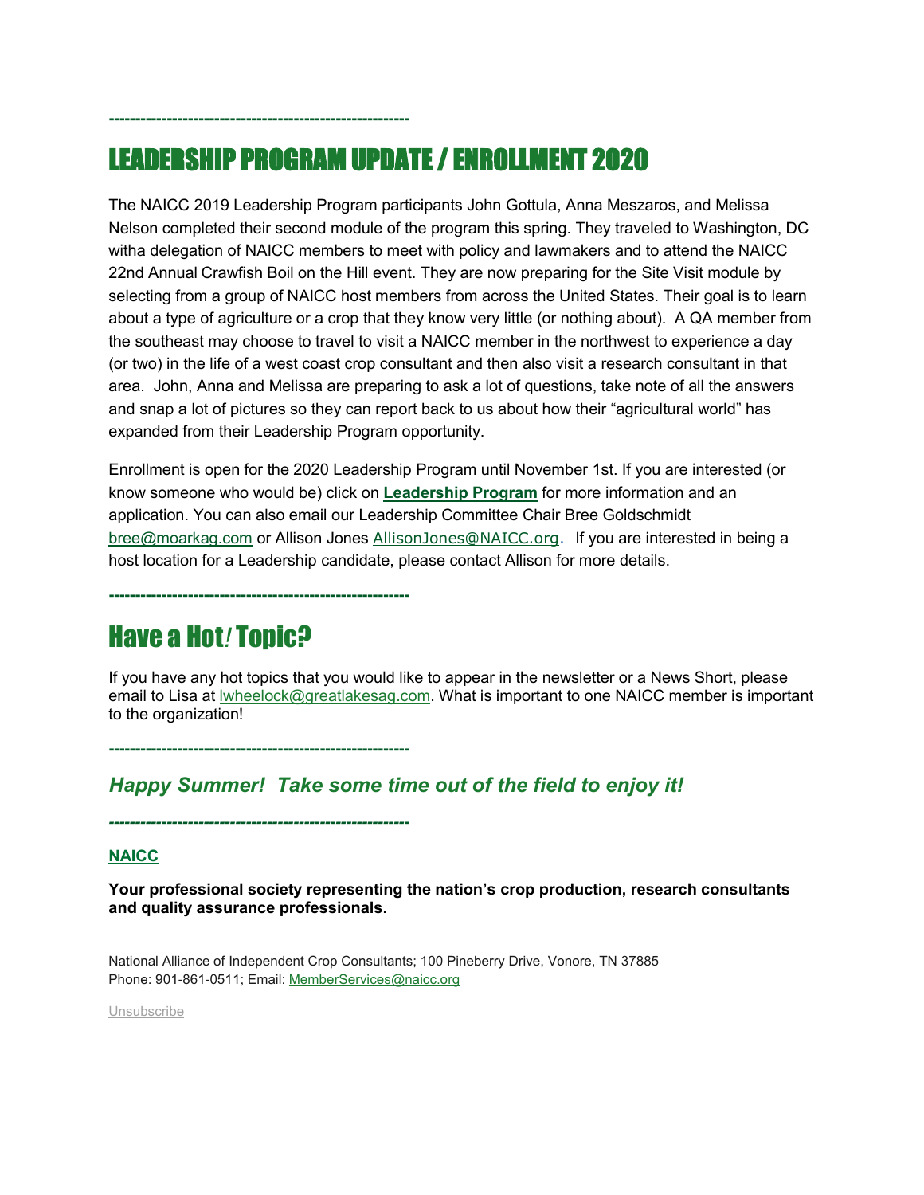--------------------------------------------------------

## LEADERSHIP PROGRAM UPDATE / ENROLLMENT 2020

The NAICC 2019 Leadership Program participants John Gottula, Anna Meszaros, and Melissa Nelson completed their second module of the program this spring. They traveled to Washington, DC witha delegation of NAICC members to meet with policy and lawmakers and to attend the NAICC 22nd Annual Crawfish Boil on the Hill event. They are now preparing for the Site Visit module by selecting from a group of NAICC host members from across the United States. Their goal is to learn about a type of agriculture or a crop that they know very little (or nothing about). A QA member from the southeast may choose to travel to visit a NAICC member in the northwest to experience a day (or two) in the life of a west coast crop consultant and then also visit a research consultant in that area. John, Anna and Melissa are preparing to ask a lot of questions, take note of all the answers and snap a lot of pictures so they can report back to us about how their "agricultural world" has expanded from their Leadership Program opportunity.

Enrollment is open for the 2020 Leadership Program until November 1st. If you are interested (or know someone who would be) click on **Leadership Program** for more information and an application. You can also email our Leadership Committee Chair Bree Goldschmidt bree@moarkag.com or Allison Jones AllisonJones@NAICC.org. If you are interested in being a host location for a Leadership candidate, please contact Allison for more details.

--------------------------------------------------------

## Have a Hot Topic?

If you have any hot topics that you would like to appear in the newsletter or a News Short, please email to Lisa at lwheelock@greatlakesag.com. What is important to one NAICC member is important to the organization!

--------------------------------------------------------

### *Happy Summer! Take some time out of the field to enjoy it!*

--------------------------------------------------------

**NAICC**

**Your professional society representing the nation's crop production, research consultants and quality assurance professionals.**

National Alliance of Independent Crop Consultants; 100 Pineberry Drive, Vonore, TN 37885
Phone: 901-861-0511; Email: MemberServices@naicc.org

Unsubscribe